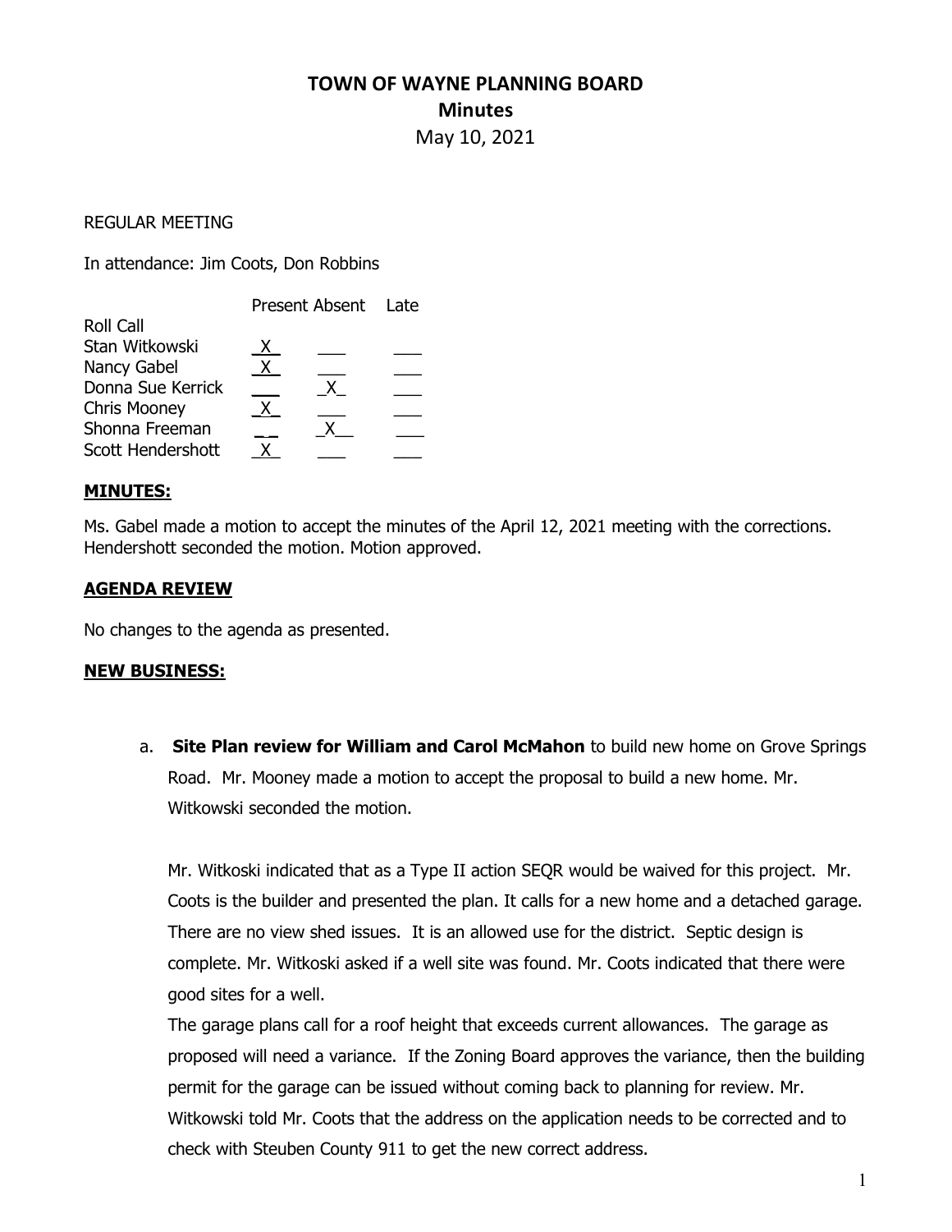# TOWN OF WAYNE PLANNING BOARD

## Minutes

May 10, 2021

REGULAR MEETING

In attendance: Jim Coots, Don Robbins

| Roll Call | Present | Absent | Late |
|---|---|---|---|
| Stan Witkowski | X | | |
| Nancy Gabel | X | | |
| Donna Sue Kerrick | | X | |
| Chris Mooney | X | | |
| Shonna Freeman | | X | |
| Scott Hendershott | X | | |

**MINUTES:**

Ms. Gabel made a motion to accept the minutes of the April 12, 2021 meeting with the corrections. Hendershott seconded the motion. Motion approved.

**AGENDA REVIEW**

No changes to the agenda as presented.

**NEW BUSINESS:**

a. **Site Plan review for William and Carol McMahon** to build new home on Grove Springs Road. Mr. Mooney made a motion to accept the proposal to build a new home. Mr. Witkowski seconded the motion.

   Mr. Witkoski indicated that as a Type II action SEQR would be waived for this project. Mr. Coots is the builder and presented the plan. It calls for a new home and a detached garage. There are no view shed issues. It is an allowed use for the district. Septic design is complete. Mr. Witkoski asked if a well site was found. Mr. Coots indicated that there were good sites for a well.

   The garage plans call for a roof height that exceeds current allowances. The garage as proposed will need a variance. If the Zoning Board approves the variance, then the building permit for the garage can be issued without coming back to planning for review. Mr. Witkowski told Mr. Coots that the address on the application needs to be corrected and to check with Steuben County 911 to get the new correct address.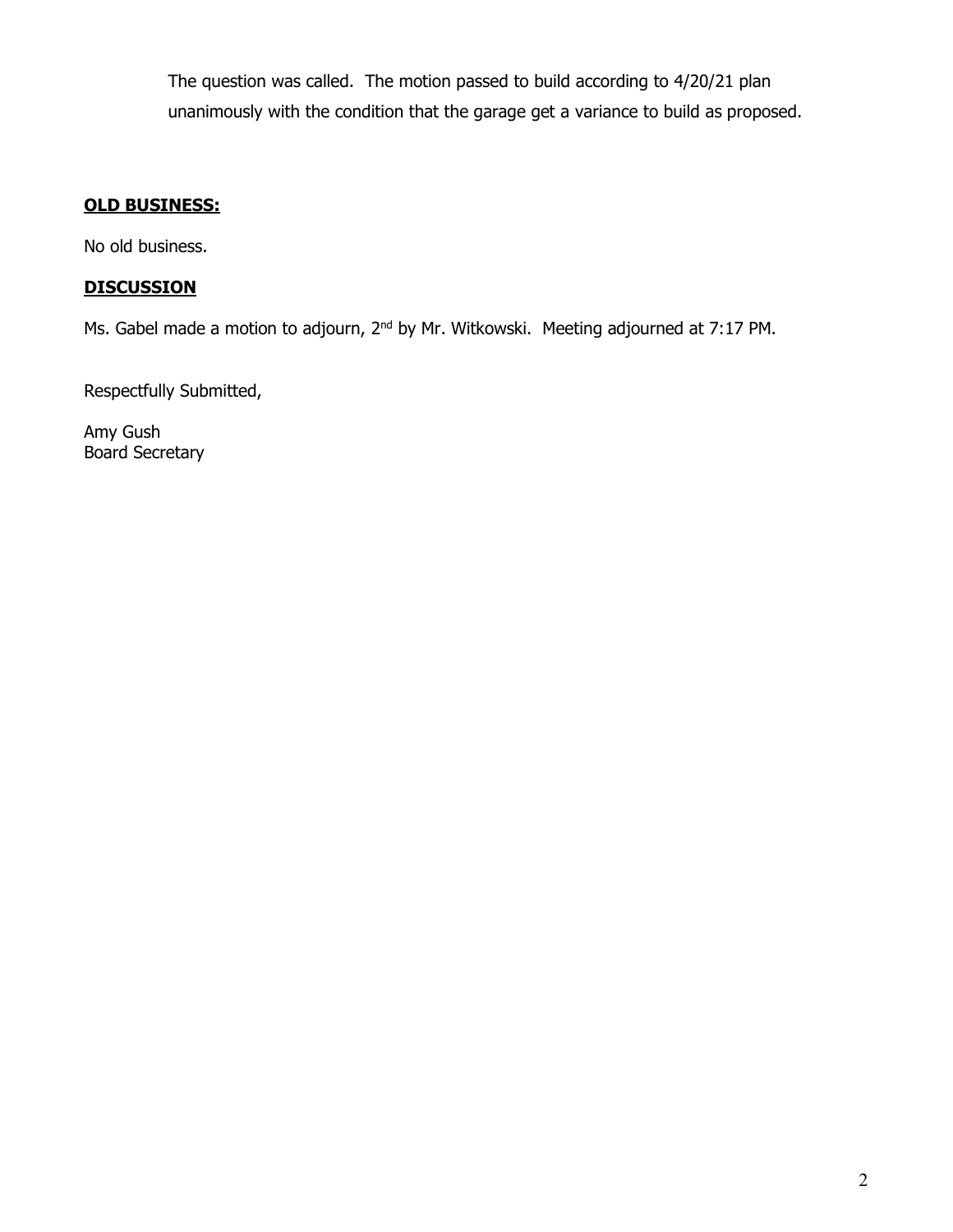The question was called. The motion passed to build according to 4/20/21 plan unanimously with the condition that the garage get a variance to build as proposed.

## **OLD BUSINESS:**

No old business.

## **DISCUSSION**

Ms. Gabel made a motion to adjourn, 2nd by Mr. Witkowski. Meeting adjourned at 7:17 PM.

Respectfully Submitted,

Amy Gush
Board Secretary